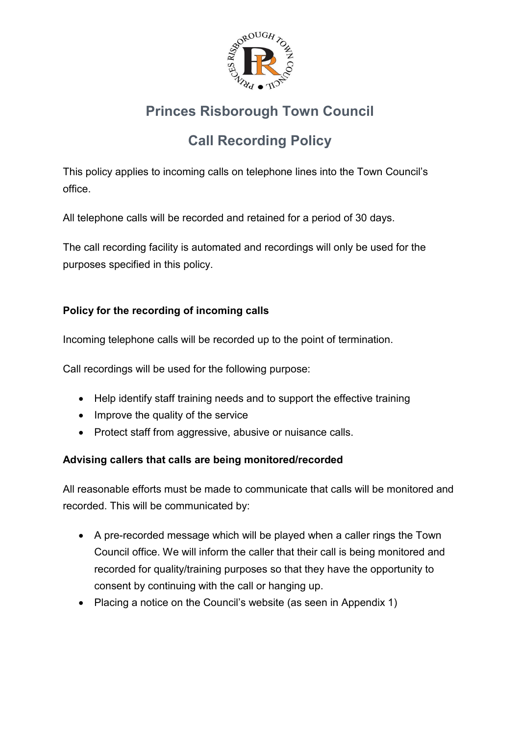# Princes Risborough Town Council

## Call Recording Policy

This policy applies to incoming calls on telephone lines into the Town Council's office.

All telephone calls will be recorded and retained for a period of 30 days.

The call recording facility is automated and recordings will only be used for the purposes specified in this policy.

### Policy for the recording of incoming calls

Incoming telephone calls will be recorded up to the point of termination.

Call recordings will be used for the following purpose:

- Help identify staff training needs and to support the effective training
- Improve the quality of the service
- Protect staff from aggressive, abusive or nuisance calls.

### Advising callers that calls are being monitored/recorded

All reasonable efforts must be made to communicate that calls will be monitored and recorded. This will be communicated by:

- A pre-recorded message which will be played when a caller rings the Town Council office. We will inform the caller that their call is being monitored and recorded for quality/training purposes so that they have the opportunity to consent by continuing with the call or hanging up.
- Placing a notice on the Council's website (as seen in Appendix 1)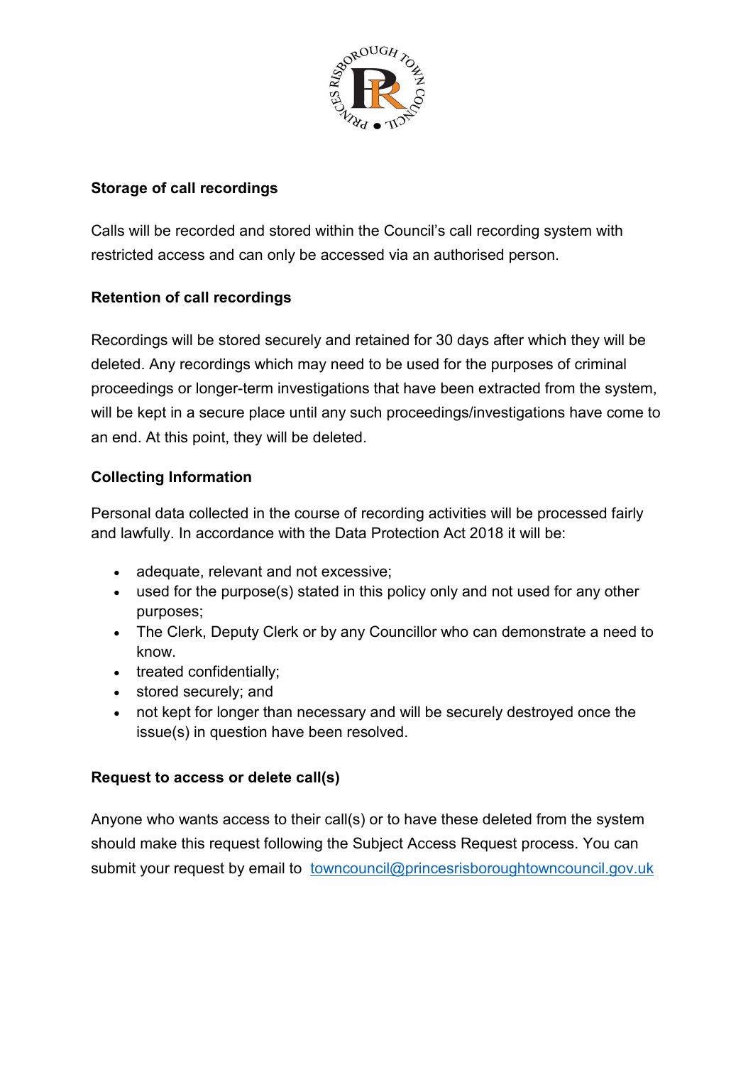**Storage of call recordings**

Calls will be recorded and stored within the Council's call recording system with restricted access and can only be accessed via an authorised person.

**Retention of call recordings**

Recordings will be stored securely and retained for 30 days after which they will be deleted. Any recordings which may need to be used for the purposes of criminal proceedings or longer-term investigations that have been extracted from the system, will be kept in a secure place until any such proceedings/investigations have come to an end. At this point, they will be deleted.

**Collecting Information**

Personal data collected in the course of recording activities will be processed fairly and lawfully. In accordance with the Data Protection Act 2018 it will be:

- adequate, relevant and not excessive;
- used for the purpose(s) stated in this policy only and not used for any other purposes;
- The Clerk, Deputy Clerk or by any Councillor who can demonstrate a need to know.
- treated confidentially;
- stored securely; and
- not kept for longer than necessary and will be securely destroyed once the issue(s) in question have been resolved.

**Request to access or delete call(s)**

Anyone who wants access to their call(s) or to have these deleted from the system should make this request following the Subject Access Request process. You can submit your request by email to towncouncil@princesrisboroughtowncouncil.gov.uk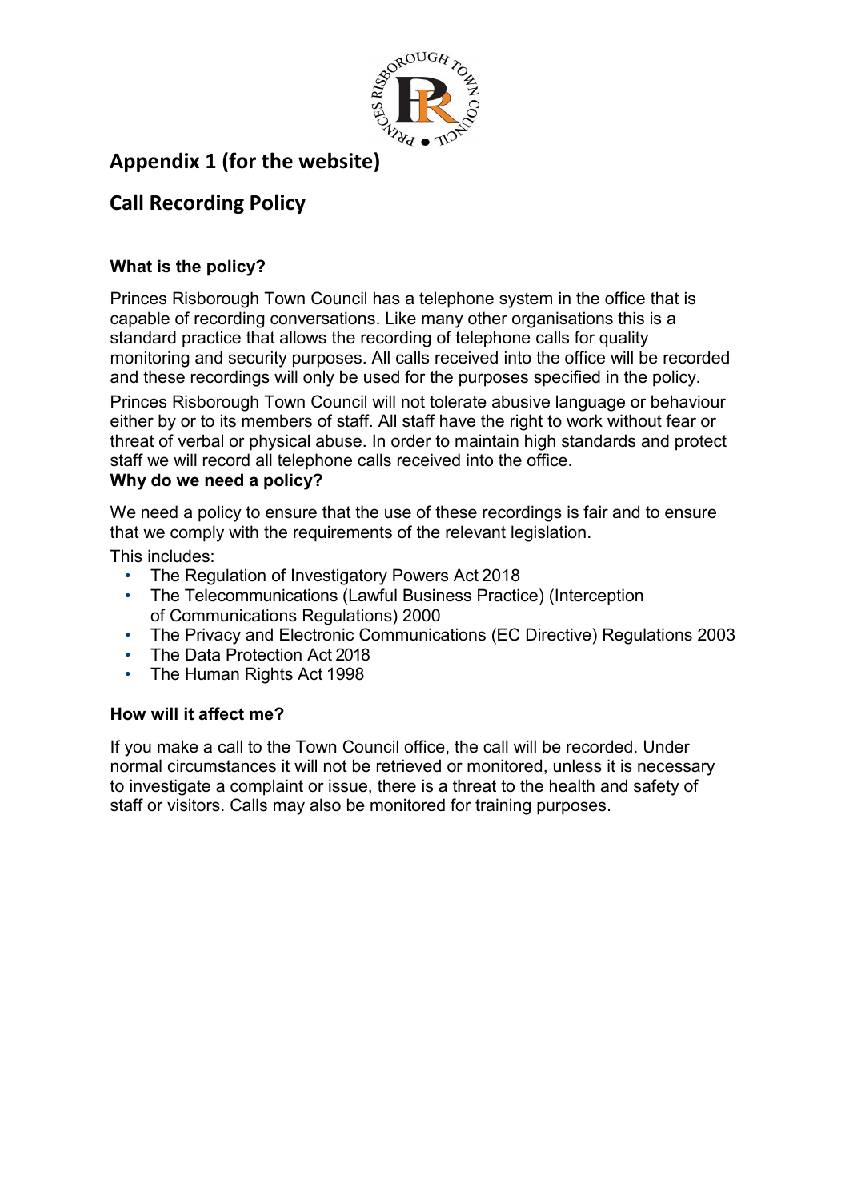## Appendix 1 (for the website)

## Call Recording Policy

**What is the policy?**

Princes Risborough Town Council has a telephone system in the office that is capable of recording conversations. Like many other organisations this is a standard practice that allows the recording of telephone calls for quality monitoring and security purposes. All calls received into the office will be recorded and these recordings will only be used for the purposes specified in the policy.

Princes Risborough Town Council will not tolerate abusive language or behaviour either by or to its members of staff. All staff have the right to work without fear or threat of verbal or physical abuse. In order to maintain high standards and protect staff we will record all telephone calls received into the office.

**Why do we need a policy?**

We need a policy to ensure that the use of these recordings is fair and to ensure that we comply with the requirements of the relevant legislation.

This includes:

- The Regulation of Investigatory Powers Act 2018
- The Telecommunications (Lawful Business Practice) (Interception of Communications Regulations) 2000
- The Privacy and Electronic Communications (EC Directive) Regulations 2003
- The Data Protection Act 2018
- The Human Rights Act 1998

**How will it affect me?**

If you make a call to the Town Council office, the call will be recorded. Under normal circumstances it will not be retrieved or monitored, unless it is necessary to investigate a complaint or issue, there is a threat to the health and safety of staff or visitors. Calls may also be monitored for training purposes.